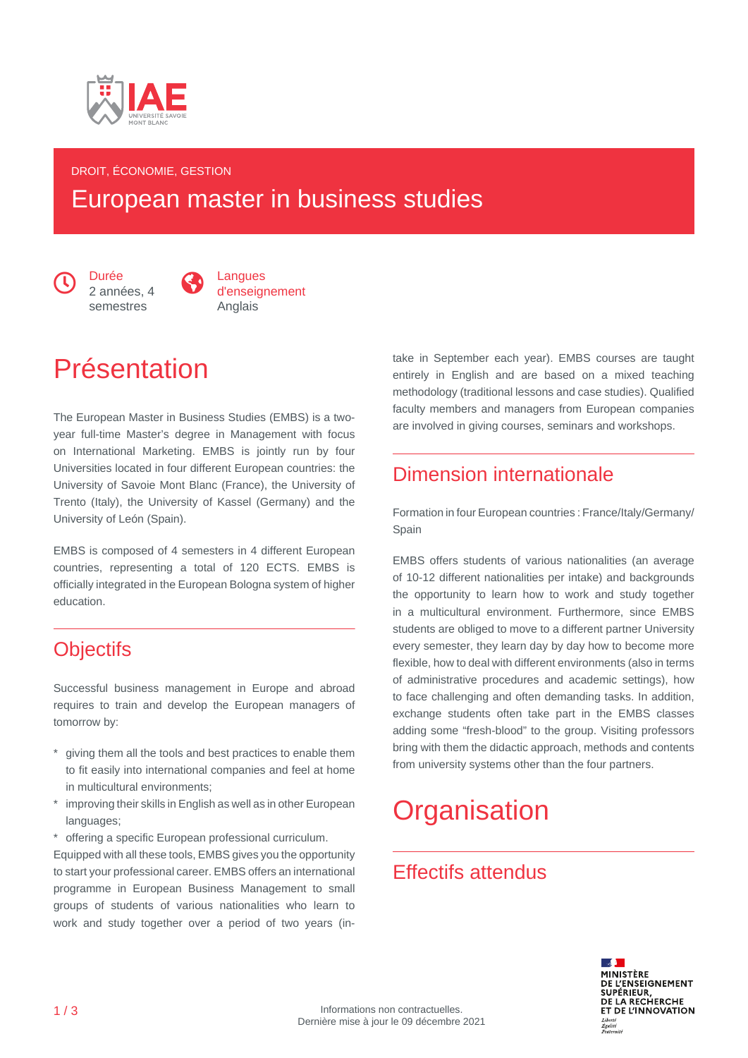DROIT, ÉCONOMIE, GESTION

# European master in business studies

**Durée**
2 années, 4 semestres

**Langues d'enseignement**
Anglais

## Présentation

The European Master in Business Studies (EMBS) is a two-year full-time Master's degree in Management with focus on International Marketing. EMBS is jointly run by four Universities located in four different European countries: the University of Savoie Mont Blanc (France), the University of Trento (Italy), the University of Kassel (Germany) and the University of León (Spain).

EMBS is composed of 4 semesters in 4 different European countries, representing a total of 120 ECTS. EMBS is officially integrated in the European Bologna system of higher education.

### Objectifs

Successful business management in Europe and abroad requires to train and develop the European managers of tomorrow by:

* giving them all the tools and best practices to enable them to fit easily into international companies and feel at home in multicultural environments;
* improving their skills in English as well as in other European languages;
* offering a specific European professional curriculum.

Equipped with all these tools, EMBS gives you the opportunity to start your professional career. EMBS offers an international programme in European Business Management to small groups of students of various nationalities who learn to work and study together over a period of two years (in-take in September each year). EMBS courses are taught entirely in English and are based on a mixed teaching methodology (traditional lessons and case studies). Qualified faculty members and managers from European companies are involved in giving courses, seminars and workshops.

### Dimension internationale

Formation in four European countries : France/Italy/Germany/Spain

EMBS offers students of various nationalities (an average of 10-12 different nationalities per intake) and backgrounds the opportunity to learn how to work and study together in a multicultural environment. Furthermore, since EMBS students are obliged to move to a different partner University every semester, they learn day by day how to become more flexible, how to deal with different environments (also in terms of administrative procedures and academic settings), how to face challenging and often demanding tasks. In addition, exchange students often take part in the EMBS classes adding some "fresh-blood" to the group. Visiting professors bring with them the didactic approach, methods and contents from university systems other than the four partners.

## Organisation

### Effectifs attendus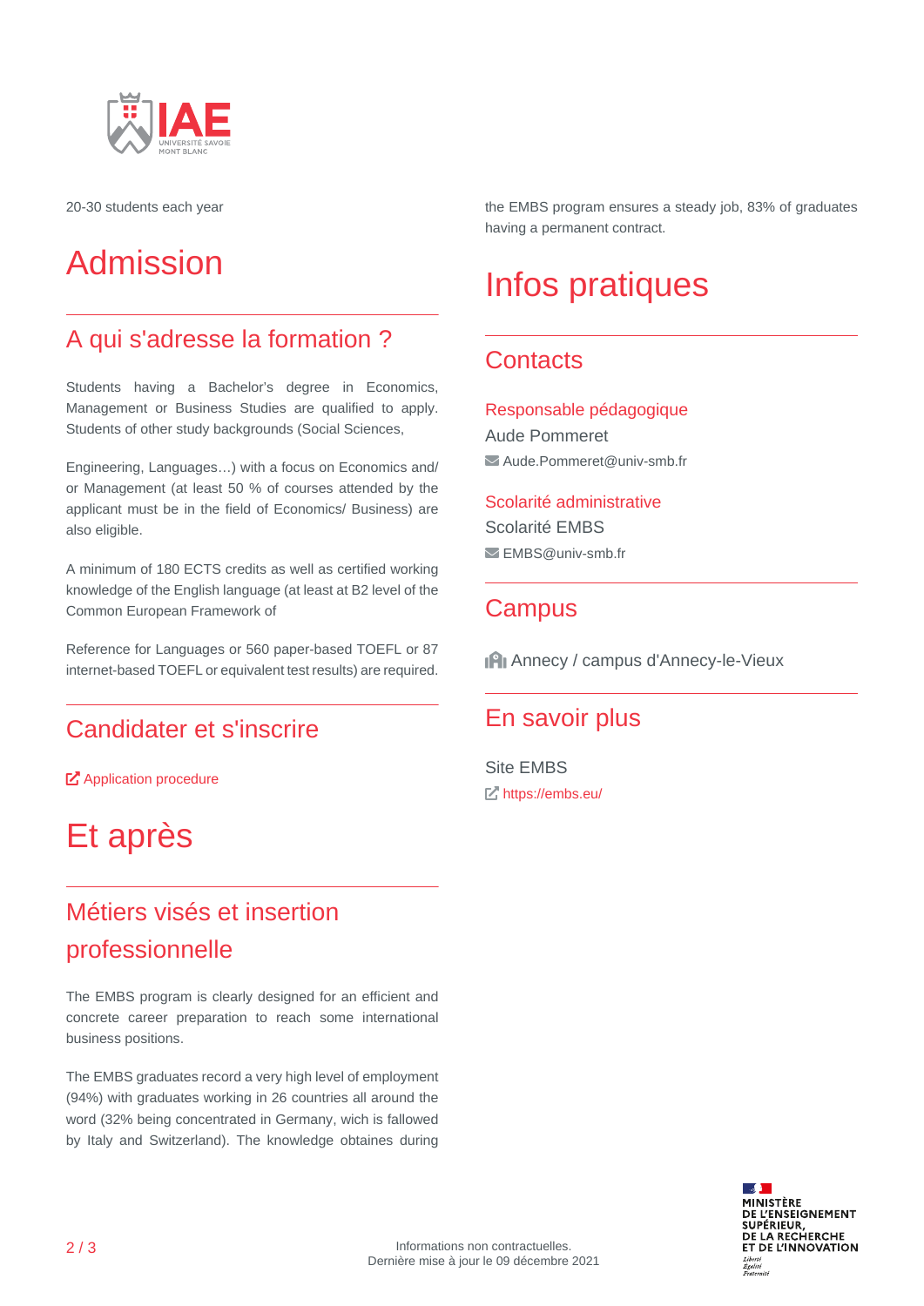20-30 students each year

# Admission

## A qui s'adresse la formation ?

Students having a Bachelor's degree in Economics, Management or Business Studies are qualified to apply. Students of other study backgrounds (Social Sciences,

Engineering, Languages…) with a focus on Economics and/ or Management (at least 50 % of courses attended by the applicant must be in the field of Economics/ Business) are also eligible.

A minimum of 180 ECTS credits as well as certified working knowledge of the English language (at least at B2 level of the Common European Framework of

Reference for Languages or 560 paper-based TOEFL or 87 internet-based TOEFL or equivalent test results) are required.

## Candidater et s'inscrire

Application procedure

# Et après

## Métiers visés et insertion professionnelle

The EMBS program is clearly designed for an efficient and concrete career preparation to reach some international business positions.

The EMBS graduates record a very high level of employment (94%) with graduates working in 26 countries all around the word (32% being concentrated in Germany, wich is fallowed by Italy and Switzerland). The knowledge obtaines during the EMBS program ensures a steady job, 83% of graduates having a permanent contract.

# Infos pratiques

## Contacts

### Responsable pédagogique

Aude Pommeret

Aude.Pommeret@univ-smb.fr

### Scolarité administrative

Scolarité EMBS

EMBS@univ-smb.fr

## Campus

Annecy / campus d'Annecy-le-Vieux

## En savoir plus

Site EMBS

https://embs.eu/

Informations non contractuelles.
Dernière mise à jour le 09 décembre 2021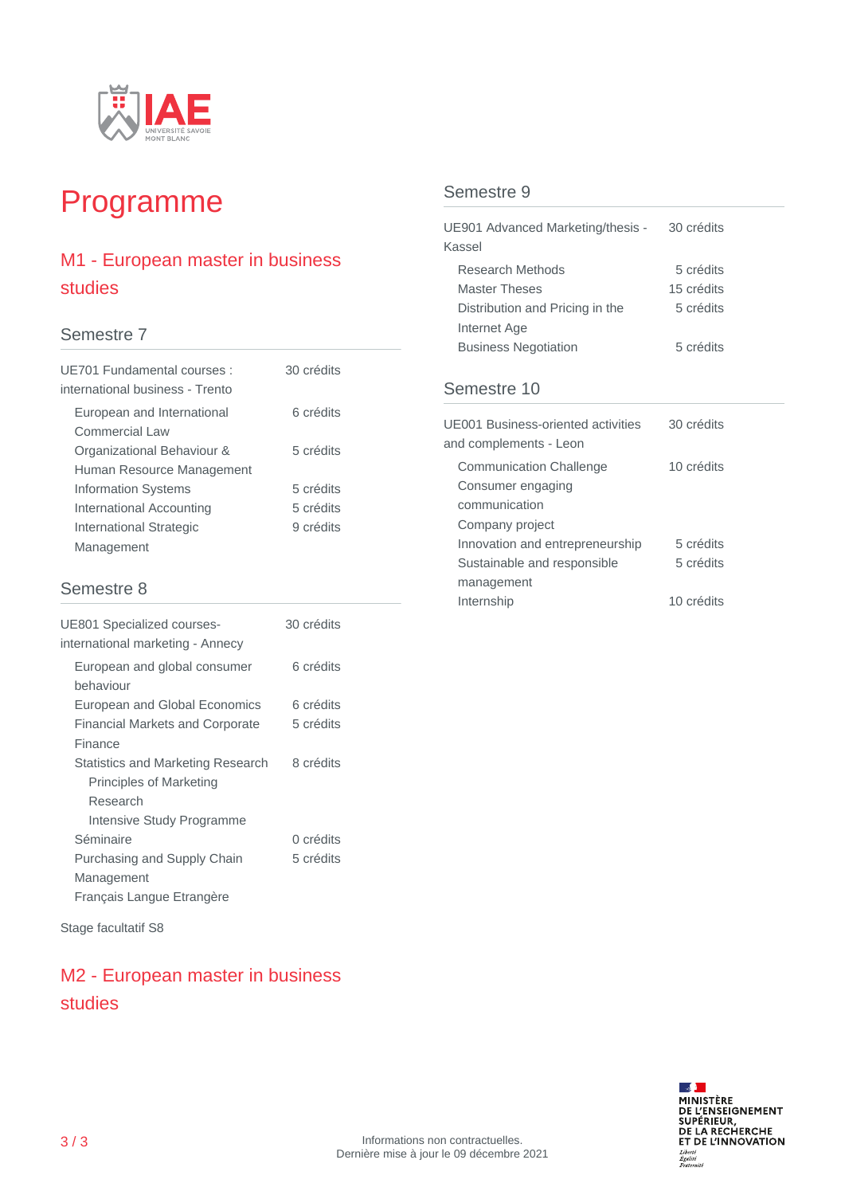# Programme

## M1 - European master in business studies

### Semestre 7

| | |
|---|---|
| UE701 Fundamental courses : international business - Trento | 30 crédits |
| European and International Commercial Law | 6 crédits |
| Organizational Behaviour & Human Resource Management | 5 crédits |
| Information Systems | 5 crédits |
| International Accounting | 5 crédits |
| International Strategic Management | 9 crédits |

### Semestre 8

| | |
|---|---|
| UE801 Specialized courses- international marketing - Annecy | 30 crédits |
| European and global consumer behaviour | 6 crédits |
| European and Global Economics | 6 crédits |
| Financial Markets and Corporate Finance | 5 crédits |
| Statistics and Marketing Research | 8 crédits |
| Principles of Marketing Research | |
| Intensive Study Programme | |
| Séminaire | 0 crédits |
| Purchasing and Supply Chain Management | 5 crédits |
| Français Langue Etrangère | |

Stage facultatif S8

## M2 - European master in business studies

### Semestre 9

| | |
|---|---|
| UE901 Advanced Marketing/thesis - Kassel | 30 crédits |
| Research Methods | 5 crédits |
| Master Theses | 15 crédits |
| Distribution and Pricing in the Internet Age | 5 crédits |
| Business Negotiation | 5 crédits |

### Semestre 10

| | |
|---|---|
| UE001 Business-oriented activities and complements - Leon | 30 crédits |
| Communication Challenge | 10 crédits |
| Consumer engaging communication | |
| Company project | |
| Innovation and entrepreneurship | 5 crédits |
| Sustainable and responsible management | 5 crédits |
| Internship | 10 crédits |

Informations non contractuelles.
Dernière mise à jour le 09 décembre 2021